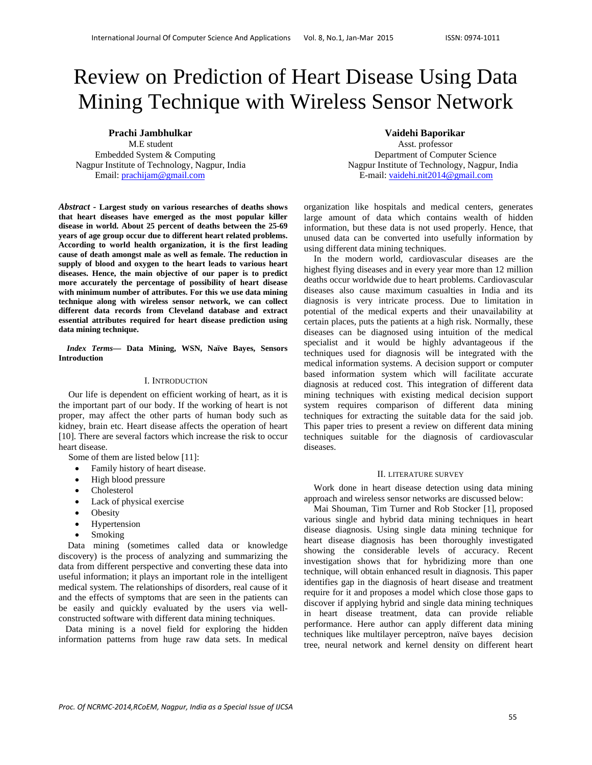# Review on Prediction of Heart Disease Using Data Mining Technique with Wireless Sensor Network

**Prachi Jambhulkar**
M.E student
Embedded System & Computing
Nagpur Institute of Technology, Nagpur, India
Email: prachijam@gmail.com

**Vaidehi Baporikar**
Asst. professor
Department of Computer Science
Nagpur Institute of Technology, Nagpur, India
E-mail: vaidehi.nit2014@gmail.com

***Abstract*** **- Largest study on various researches of deaths shows that heart diseases have emerged as the most popular killer disease in world. About 25 percent of deaths between the 25-69 years of age group occur due to different heart related problems. According to world health organization, it is the first leading cause of death amongst male as well as female. The reduction in supply of blood and oxygen to the heart leads to various heart diseases. Hence, the main objective of our paper is to predict more accurately the percentage of possibility of heart disease with minimum number of attributes. For this we use data mining technique along with wireless sensor network, we can collect different data records from Cleveland database and extract essential attributes required for heart disease prediction using data mining technique.**

***Index Terms*** **— Data Mining, WSN, Naïve Bayes, Sensors Introduction**

## I. INTRODUCTION

Our life is dependent on efficient working of heart, as it is the important part of our body. If the working of heart is not proper, may affect the other parts of human body such as kidney, brain etc. Heart disease affects the operation of heart [10]. There are several factors which increase the risk to occur heart disease.

Some of them are listed below [11]:

- Family history of heart disease.
- High blood pressure
- Cholesterol
- Lack of physical exercise
- Obesity
- Hypertension
- Smoking

Data mining (sometimes called data or knowledge discovery) is the process of analyzing and summarizing the data from different perspective and converting these data into useful information; it plays an important role in the intelligent medical system. The relationships of disorders, real cause of it and the effects of symptoms that are seen in the patients can be easily and quickly evaluated by the users via well-constructed software with different data mining techniques.

Data mining is a novel field for exploring the hidden information patterns from huge raw data sets. In medical organization like hospitals and medical centers, generates large amount of data which contains wealth of hidden information, but these data is not used properly. Hence, that unused data can be converted into usefully information by using different data mining techniques.

In the modern world, cardiovascular diseases are the highest flying diseases and in every year more than 12 million deaths occur worldwide due to heart problems. Cardiovascular diseases also cause maximum casualties in India and its diagnosis is very intricate process. Due to limitation in potential of the medical experts and their unavailability at certain places, puts the patients at a high risk. Normally, these diseases can be diagnosed using intuition of the medical specialist and it would be highly advantageous if the techniques used for diagnosis will be integrated with the medical information systems. A decision support or computer based information system which will facilitate accurate diagnosis at reduced cost. This integration of different data mining techniques with existing medical decision support system requires comparison of different data mining techniques for extracting the suitable data for the said job. This paper tries to present a review on different data mining techniques suitable for the diagnosis of cardiovascular diseases.

## II. LITERATURE SURVEY

Work done in heart disease detection using data mining approach and wireless sensor networks are discussed below:

Mai Shouman, Tim Turner and Rob Stocker [1], proposed various single and hybrid data mining techniques in heart disease diagnosis. Using single data mining technique for heart disease diagnosis has been thoroughly investigated showing the considerable levels of accuracy. Recent investigation shows that for hybridizing more than one technique, will obtain enhanced result in diagnosis. This paper identifies gap in the diagnosis of heart disease and treatment require for it and proposes a model which close those gaps to discover if applying hybrid and single data mining techniques in heart disease treatment, data can provide reliable performance. Here author can apply different data mining techniques like multilayer perceptron, naïve bayes decision tree, neural network and kernel density on different heart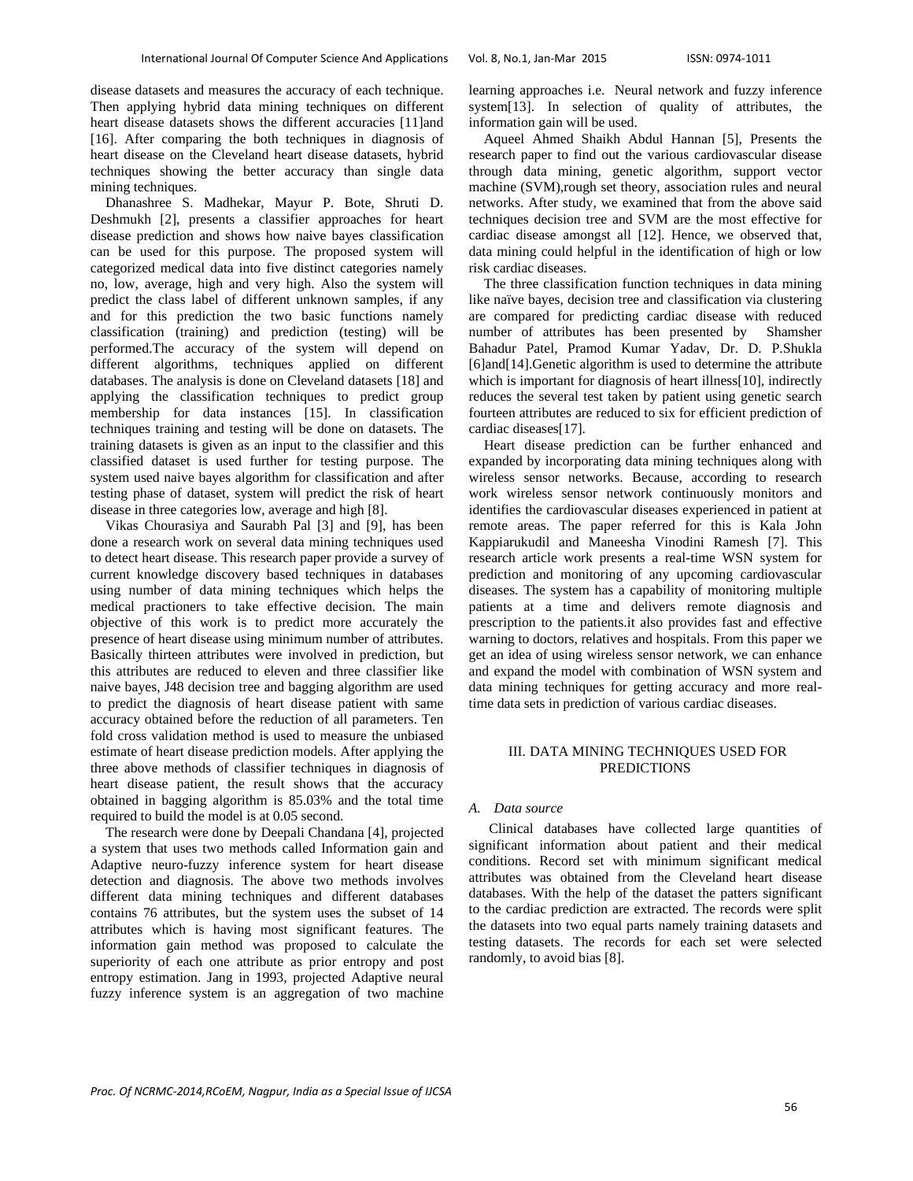disease datasets and measures the accuracy of each technique. Then applying hybrid data mining techniques on different heart disease datasets shows the different accuracies [11]and [16]. After comparing the both techniques in diagnosis of heart disease on the Cleveland heart disease datasets, hybrid techniques showing the better accuracy than single data mining techniques.

Dhanashree S. Madhekar, Mayur P. Bote, Shruti D. Deshmukh [2], presents a classifier approaches for heart disease prediction and shows how naive bayes classification can be used for this purpose. The proposed system will categorized medical data into five distinct categories namely no, low, average, high and very high. Also the system will predict the class label of different unknown samples, if any and for this prediction the two basic functions namely classification (training) and prediction (testing) will be performed.The accuracy of the system will depend on different algorithms, techniques applied on different databases. The analysis is done on Cleveland datasets [18] and applying the classification techniques to predict group membership for data instances [15]. In classification techniques training and testing will be done on datasets. The training datasets is given as an input to the classifier and this classified dataset is used further for testing purpose. The system used naive bayes algorithm for classification and after testing phase of dataset, system will predict the risk of heart disease in three categories low, average and high [8].

Vikas Chourasiya and Saurabh Pal [3] and [9], has been done a research work on several data mining techniques used to detect heart disease. This research paper provide a survey of current knowledge discovery based techniques in databases using number of data mining techniques which helps the medical practioners to take effective decision. The main objective of this work is to predict more accurately the presence of heart disease using minimum number of attributes. Basically thirteen attributes were involved in prediction, but this attributes are reduced to eleven and three classifier like naive bayes, J48 decision tree and bagging algorithm are used to predict the diagnosis of heart disease patient with same accuracy obtained before the reduction of all parameters. Ten fold cross validation method is used to measure the unbiased estimate of heart disease prediction models. After applying the three above methods of classifier techniques in diagnosis of heart disease patient, the result shows that the accuracy obtained in bagging algorithm is 85.03% and the total time required to build the model is at 0.05 second.

The research were done by Deepali Chandana [4], projected a system that uses two methods called Information gain and Adaptive neuro-fuzzy inference system for heart disease detection and diagnosis. The above two methods involves different data mining techniques and different databases contains 76 attributes, but the system uses the subset of 14 attributes which is having most significant features. The information gain method was proposed to calculate the superiority of each one attribute as prior entropy and post entropy estimation. Jang in 1993, projected Adaptive neural fuzzy inference system is an aggregation of two machine learning approaches i.e. Neural network and fuzzy inference system[13]. In selection of quality of attributes, the information gain will be used.

Aqueel Ahmed Shaikh Abdul Hannan [5], Presents the research paper to find out the various cardiovascular disease through data mining, genetic algorithm, support vector machine (SVM),rough set theory, association rules and neural networks. After study, we examined that from the above said techniques decision tree and SVM are the most effective for cardiac disease amongst all [12]. Hence, we observed that, data mining could helpful in the identification of high or low risk cardiac diseases.

The three classification function techniques in data mining like naïve bayes, decision tree and classification via clustering are compared for predicting cardiac disease with reduced number of attributes has been presented by Shamsher Bahadur Patel, Pramod Kumar Yadav, Dr. D. P.Shukla [6]and[14].Genetic algorithm is used to determine the attribute which is important for diagnosis of heart illness[10], indirectly reduces the several test taken by patient using genetic search fourteen attributes are reduced to six for efficient prediction of cardiac diseases[17].

Heart disease prediction can be further enhanced and expanded by incorporating data mining techniques along with wireless sensor networks. Because, according to research work wireless sensor network continuously monitors and identifies the cardiovascular diseases experienced in patient at remote areas. The paper referred for this is Kala John Kappiarukudil and Maneesha Vinodini Ramesh [7]. This research article work presents a real-time WSN system for prediction and monitoring of any upcoming cardiovascular diseases. The system has a capability of monitoring multiple patients at a time and delivers remote diagnosis and prescription to the patients.it also provides fast and effective warning to doctors, relatives and hospitals. From this paper we get an idea of using wireless sensor network, we can enhance and expand the model with combination of WSN system and data mining techniques for getting accuracy and more real-time data sets in prediction of various cardiac diseases.

## III. DATA MINING TECHNIQUES USED FOR PREDICTIONS

### *A. Data source*

Clinical databases have collected large quantities of significant information about patient and their medical conditions. Record set with minimum significant medical attributes was obtained from the Cleveland heart disease databases. With the help of the dataset the patters significant to the cardiac prediction are extracted. The records were split the datasets into two equal parts namely training datasets and testing datasets. The records for each set were selected randomly, to avoid bias [8].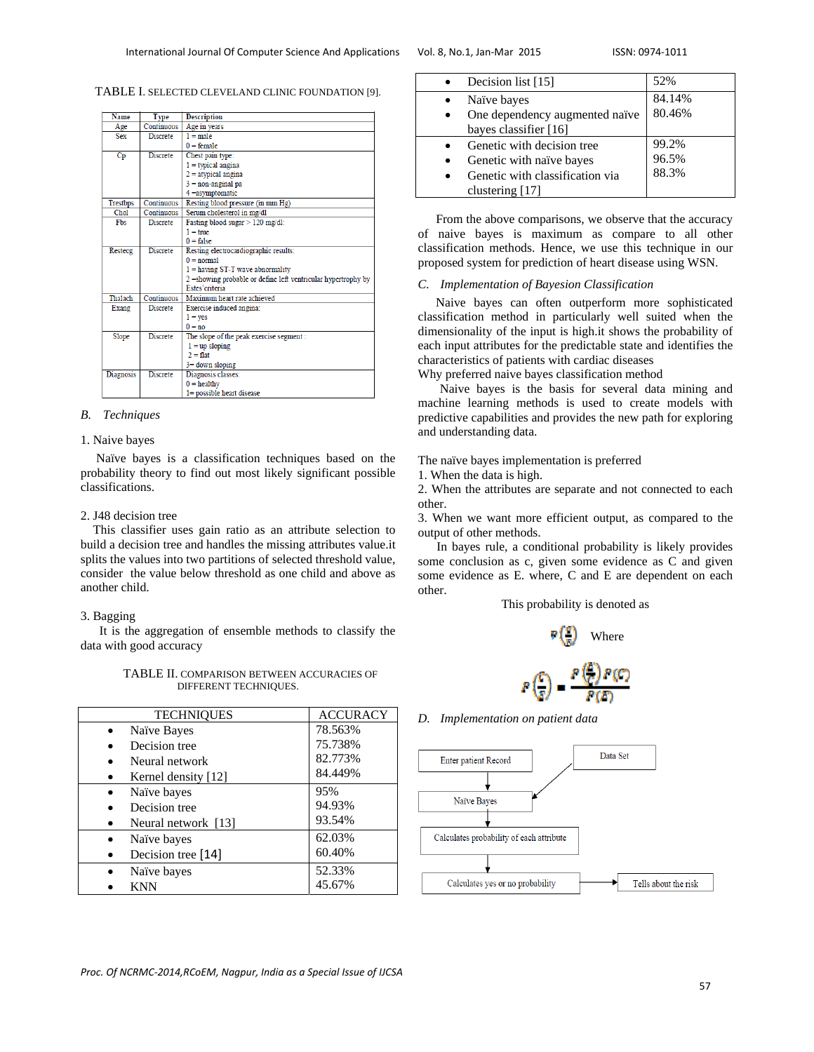TABLE I. SELECTED CLEVELAND CLINIC FOUNDATION [9].

| Name | Type | Description |
|---|---|---|
| Age | Continuous | Age in years |
| Sex | Discrete | 1 = male<br>0 = female |
| Cp | Discrete | Chest pain type:<br>1 = typical angina<br>2 = atypical angina<br>3 = non-anginal pa<br>4 =asymptomatic |
| Trestbps | Continuous | Resting blood pressure (in mm Hg) |
| Chol | Continuous | Serum cholesterol in mg/dl |
| Fbs | Discrete | Fasting blood sugar > 120 mg/dl:<br>1 = true<br>0 = false |
| Restecg | Discrete | Resting electrocardiographic results:<br>0 = normal<br>1 = having ST-T wave abnormality<br>2 =showing probable or define left ventricular hypertrophy by Estes'criteria |
| Thalach | Continuous | Maximum heart rate achieved |
| Exang | Discrete | Exercise induced angina:<br>1 = yes<br>0 = no |
| Slope | Discrete | The slope of the peak exercise segment :<br>1 = up sloping<br>2 = flat<br>3= down sloping |
| Diagnosis | Discrete | Diagnosis classes:<br>0 = healthy<br>1= possible heart disease |

## B. Techniques

1. Naive bayes

Naïve bayes is a classification techniques based on the probability theory to find out most likely significant possible classifications.

2. J48 decision tree

This classifier uses gain ratio as an attribute selection to build a decision tree and handles the missing attributes value.it splits the values into two partitions of selected threshold value, consider the value below threshold as one child and above as another child.

3. Bagging

It is the aggregation of ensemble methods to classify the data with good accuracy

TABLE II. COMPARISON BETWEEN ACCURACIES OF DIFFERENT TECHNIQUES.

| TECHNIQUES | ACCURACY |
|---|---|
| • Naïve Bayes<br>• Decision tree<br>• Neural network<br>• Kernel density [12] | 78.563%<br>75.738%<br>82.773%<br>84.449% |
| • Naïve bayes<br>• Decision tree<br>• Neural network [13] | 95%<br>94.93%<br>93.54% |
| • Naïve bayes<br>• Decision tree [14] | 62.03%<br>60.40% |
| • Naïve bayes<br>• KNN | 52.33%<br>45.67% |
| • Decision list [15] | 52% |
| • Naïve bayes<br>• One dependency augmented naïve bayes classifier [16] | 84.14%<br>80.46% |
| • Genetic with decision tree<br>• Genetic with naïve bayes<br>• Genetic with classification via clustering [17] | 99.2%<br>96.5%<br>88.3% |

From the above comparisons, we observe that the accuracy of naive bayes is maximum as compare to all other classification methods. Hence, we use this technique in our proposed system for prediction of heart disease using WSN.

## C. Implementation of Bayesion Classification

Naive bayes can often outperform more sophisticated classification method in particularly well suited when the dimensionality of the input is high.it shows the probability of each input attributes for the predictable state and identifies the characteristics of patients with cardiac diseases

Why preferred naive bayes classification method

Naive bayes is the basis for several data mining and machine learning methods is used to create models with predictive capabilities and provides the new path for exploring and understanding data.

The naïve bayes implementation is preferred

1. When the data is high.
2. When the attributes are separate and not connected to each other.
3. When we want more efficient output, as compared to the output of other methods.

In bayes rule, a conditional probability is likely provides some conclusion as c, given some evidence as C and given some evidence as E. where, C and E are dependent on each other.

This probability is denoted as

$P\left(\frac{C}{E}\right)$ Where

$$P\left(\frac{C}{E}\right) = \frac{P\left(\frac{E}{C}\right)P(C)}{P(E)}$$

## D. Implementation on patient data

Enter patient Record → Naïve Bayes (← Data Set) → Calculates probability of each attribute → Calculates yes or no probability → Tells about the risk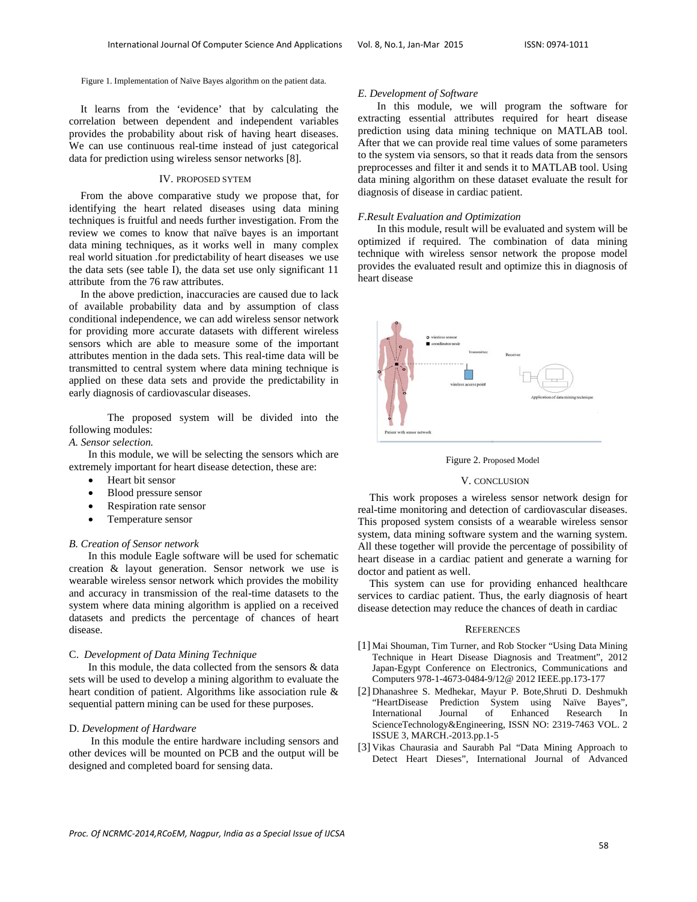Figure 1. Implementation of Naïve Bayes algorithm on the patient data.

It learns from the 'evidence' that by calculating the correlation between dependent and independent variables provides the probability about risk of having heart diseases. We can use continuous real-time instead of just categorical data for prediction using wireless sensor networks [8].

## IV. PROPOSED SYTEM

From the above comparative study we propose that, for identifying the heart related diseases using data mining techniques is fruitful and needs further investigation. From the review we comes to know that naïve bayes is an important data mining techniques, as it works well in many complex real world situation .for predictability of heart diseases we use the data sets (see table I), the data set use only significant 11 attribute from the 76 raw attributes.

In the above prediction, inaccuracies are caused due to lack of available probability data and by assumption of class conditional independence, we can add wireless sensor network for providing more accurate datasets with different wireless sensors which are able to measure some of the important attributes mention in the dada sets. This real-time data will be transmitted to central system where data mining technique is applied on these data sets and provide the predictability in early diagnosis of cardiovascular diseases.

The proposed system will be divided into the following modules:

### *A. Sensor selection.*

In this module, we will be selecting the sensors which are extremely important for heart disease detection, these are:

- Heart bit sensor
- Blood pressure sensor
- Respiration rate sensor
- Temperature sensor

### *B. Creation of Sensor network*

In this module Eagle software will be used for schematic creation & layout generation. Sensor network we use is wearable wireless sensor network which provides the mobility and accuracy in transmission of the real-time datasets to the system where data mining algorithm is applied on a received datasets and predicts the percentage of chances of heart disease.

### C. *Development of Data Mining Technique*

In this module, the data collected from the sensors & data sets will be used to develop a mining algorithm to evaluate the heart condition of patient. Algorithms like association rule & sequential pattern mining can be used for these purposes.

### D. *Development of Hardware*

In this module the entire hardware including sensors and other devices will be mounted on PCB and the output will be designed and completed board for sensing data.

### *E. Development of Software*

In this module, we will program the software for extracting essential attributes required for heart disease prediction using data mining technique on MATLAB tool. After that we can provide real time values of some parameters to the system via sensors, so that it reads data from the sensors preprocesses and filter it and sends it to MATLAB tool. Using data mining algorithm on these dataset evaluate the result for diagnosis of disease in cardiac patient.

### *F.Result Evaluation and Optimization*

In this module, result will be evaluated and system will be optimized if required. The combination of data mining technique with wireless sensor network the propose model provides the evaluated result and optimize this in diagnosis of heart disease

Figure 2. Proposed Model

## V. CONCLUSION

This work proposes a wireless sensor network design for real-time monitoring and detection of cardiovascular diseases. This proposed system consists of a wearable wireless sensor system, data mining software system and the warning system. All these together will provide the percentage of possibility of heart disease in a cardiac patient and generate a warning for doctor and patient as well.

This system can use for providing enhanced healthcare services to cardiac patient. Thus, the early diagnosis of heart disease detection may reduce the chances of death in cardiac

## REFERENCES

[1] Mai Shouman, Tim Turner, and Rob Stocker "Using Data Mining Technique in Heart Disease Diagnosis and Treatment", 2012 Japan-Egypt Conference on Electronics, Communications and Computers 978-1-4673-0484-9/12@ 2012 IEEE.pp.173-177

[2] Dhanashree S. Medhekar, Mayur P. Bote,Shruti D. Deshmukh "HeartDisease Prediction System using Naïve Bayes", International Journal of Enhanced Research In ScienceTechnology&Engineering, ISSN NO: 2319-7463 VOL. 2 ISSUE 3, MARCH.-2013.pp.1-5

[3] Vikas Chaurasia and Saurabh Pal "Data Mining Approach to Detect Heart Dieses", International Journal of Advanced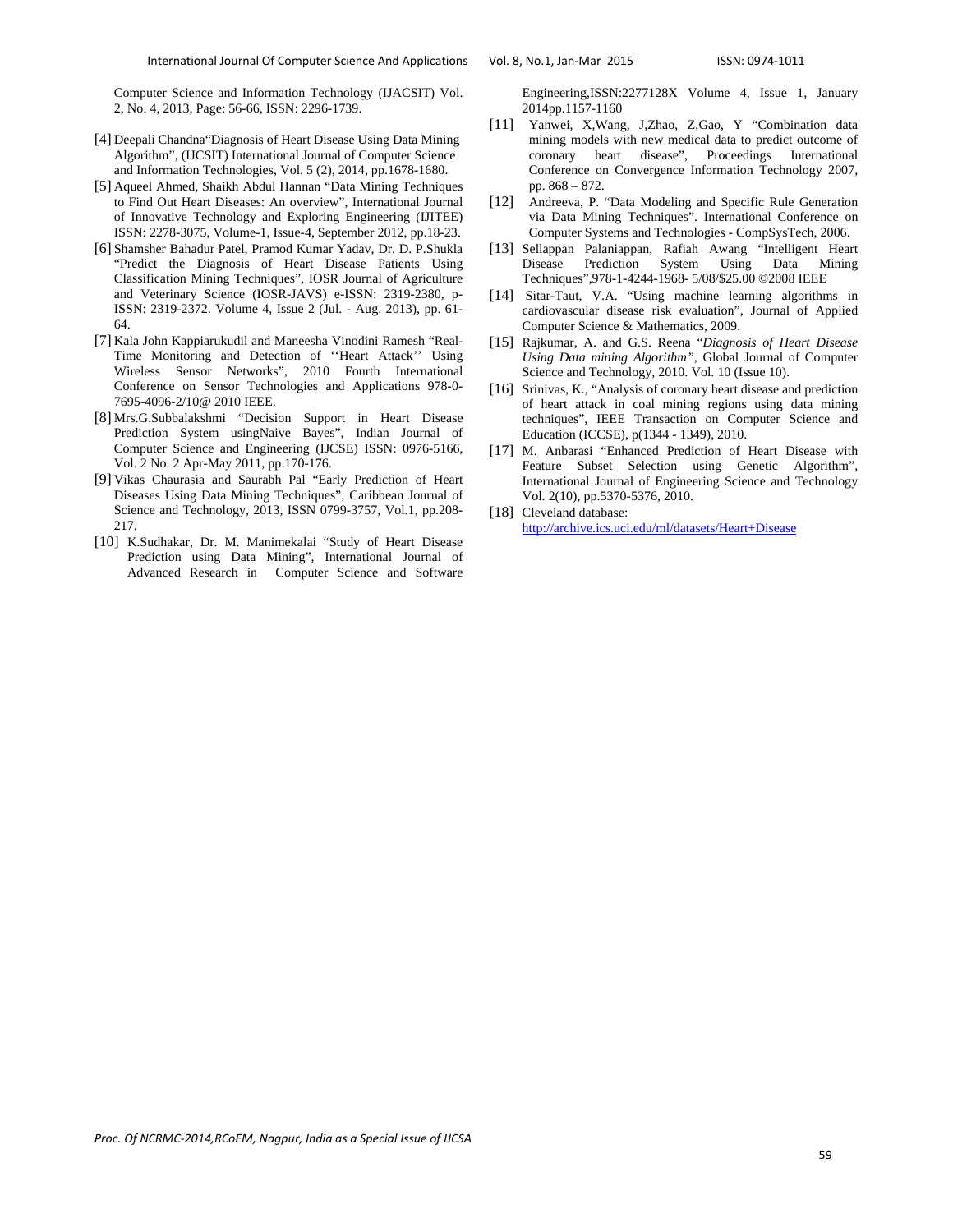Computer Science and Information Technology (IJACSIT) Vol. 2, No. 4, 2013, Page: 56-66, ISSN: 2296-1739.

[4] Deepali Chandna"Diagnosis of Heart Disease Using Data Mining Algorithm", (IJCSIT) International Journal of Computer Science and Information Technologies, Vol. 5 (2), 2014, pp.1678-1680.

[5] Aqueel Ahmed, Shaikh Abdul Hannan "Data Mining Techniques to Find Out Heart Diseases: An overview", International Journal of Innovative Technology and Exploring Engineering (IJITEE) ISSN: 2278-3075, Volume-1, Issue-4, September 2012, pp.18-23.

[6] Shamsher Bahadur Patel, Pramod Kumar Yadav, Dr. D. P.Shukla "Predict the Diagnosis of Heart Disease Patients Using Classification Mining Techniques", IOSR Journal of Agriculture and Veterinary Science (IOSR-JAVS) e-ISSN: 2319-2380, p-ISSN: 2319-2372. Volume 4, Issue 2 (Jul. - Aug. 2013), pp. 61-64.

[7] Kala John Kappiarukudil and Maneesha Vinodini Ramesh "Real-Time Monitoring and Detection of ''Heart Attack'' Using Wireless Sensor Networks", 2010 Fourth International Conference on Sensor Technologies and Applications 978-0-7695-4096-2/10@ 2010 IEEE.

[8] Mrs.G.Subbalakshmi "Decision Support in Heart Disease Prediction System usingNaive Bayes", Indian Journal of Computer Science and Engineering (IJCSE) ISSN: 0976-5166, Vol. 2 No. 2 Apr-May 2011, pp.170-176.

[9] Vikas Chaurasia and Saurabh Pal "Early Prediction of Heart Diseases Using Data Mining Techniques", Caribbean Journal of Science and Technology, 2013, ISSN 0799-3757, Vol.1, pp.208-217.

[10] K.Sudhakar, Dr. M. Manimekalai "Study of Heart Disease Prediction using Data Mining", International Journal of Advanced Research in Computer Science and Software Engineering,ISSN:2277128X Volume 4, Issue 1, January 2014pp.1157-1160

[11] Yanwei, X,Wang, J,Zhao, Z,Gao, Y "Combination data mining models with new medical data to predict outcome of coronary heart disease", Proceedings International Conference on Convergence Information Technology 2007, pp. 868 – 872.

[12] Andreeva, P. "Data Modeling and Specific Rule Generation via Data Mining Techniques". International Conference on Computer Systems and Technologies - CompSysTech, 2006.

[13] Sellappan Palaniappan, Rafiah Awang "Intelligent Heart Disease Prediction System Using Data Mining Techniques",978-1-4244-1968- 5/08/$25.00 ©2008 IEEE

[14] Sitar-Taut, V.A. "Using machine learning algorithms in cardiovascular disease risk evaluation", Journal of Applied Computer Science & Mathematics, 2009.

[15] Rajkumar, A. and G.S. Reena "*Diagnosis of Heart Disease Using Data mining Algorithm",* Global Journal of Computer Science and Technology, 2010. Vol. 10 (Issue 10).

[16] Srinivas, K., "Analysis of coronary heart disease and prediction of heart attack in coal mining regions using data mining techniques", IEEE Transaction on Computer Science and Education (ICCSE), p(1344 - 1349), 2010.

[17] M. Anbarasi "Enhanced Prediction of Heart Disease with Feature Subset Selection using Genetic Algorithm", International Journal of Engineering Science and Technology Vol. 2(10), pp.5370-5376, 2010.

[18] Cleveland database: http://archive.ics.uci.edu/ml/datasets/Heart+Disease